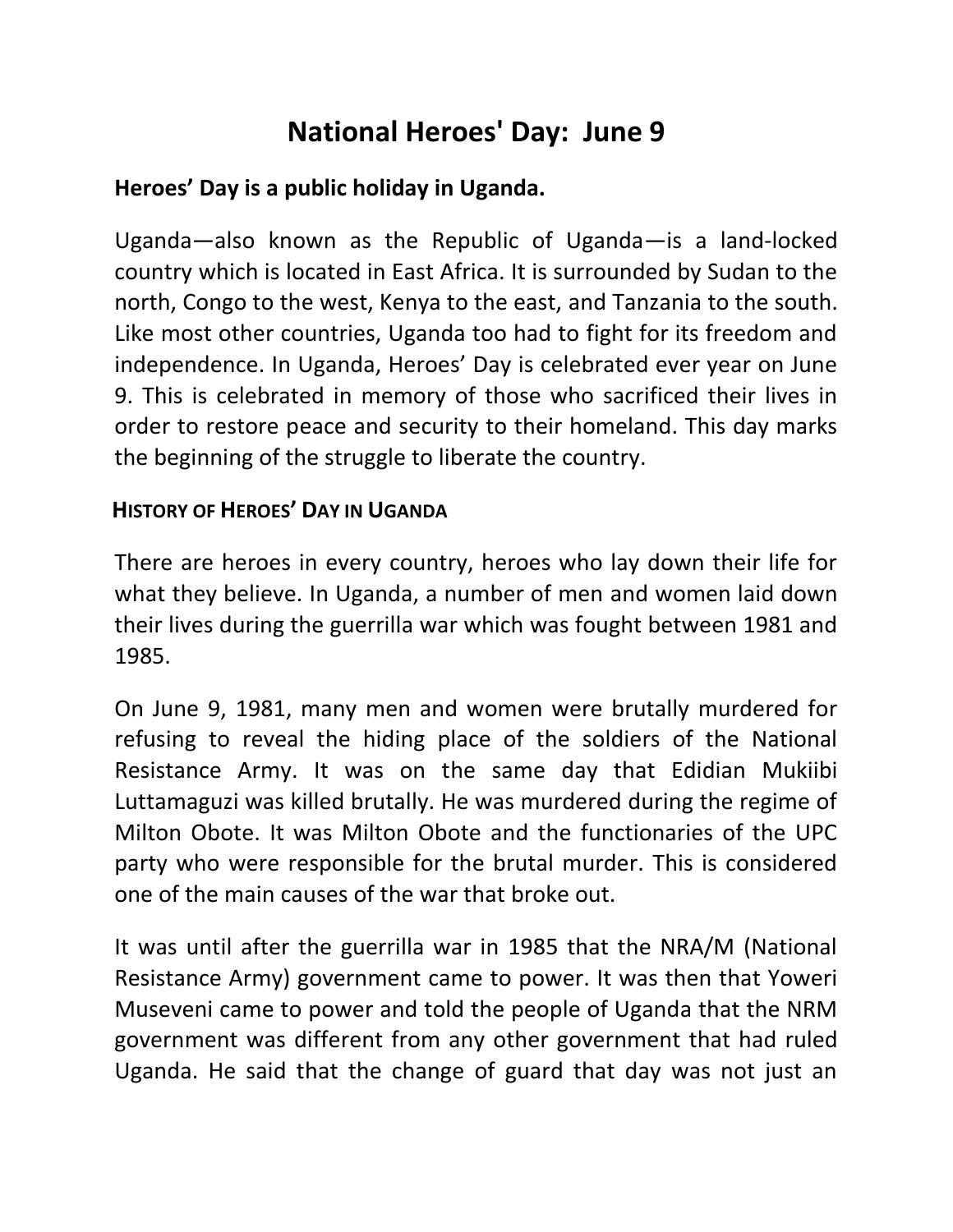# National Heroes' Day: June 9

**Heroes' Day is a public holiday in Uganda.**

Uganda—also known as the Republic of Uganda—is a land-locked country which is located in East Africa. It is surrounded by Sudan to the north, Congo to the west, Kenya to the east, and Tanzania to the south. Like most other countries, Uganda too had to fight for its freedom and independence. In Uganda, Heroes' Day is celebrated ever year on June 9. This is celebrated in memory of those who sacrificed their lives in order to restore peace and security to their homeland. This day marks the beginning of the struggle to liberate the country.

## HISTORY OF HEROES' DAY IN UGANDA

There are heroes in every country, heroes who lay down their life for what they believe. In Uganda, a number of men and women laid down their lives during the guerrilla war which was fought between 1981 and 1985.

On June 9, 1981, many men and women were brutally murdered for refusing to reveal the hiding place of the soldiers of the National Resistance Army. It was on the same day that Edidian Mukiibi Luttamaguzi was killed brutally. He was murdered during the regime of Milton Obote. It was Milton Obote and the functionaries of the UPC party who were responsible for the brutal murder. This is considered one of the main causes of the war that broke out.

It was until after the guerrilla war in 1985 that the NRA/M (National Resistance Army) government came to power. It was then that Yoweri Museveni came to power and told the people of Uganda that the NRM government was different from any other government that had ruled Uganda. He said that the change of guard that day was not just an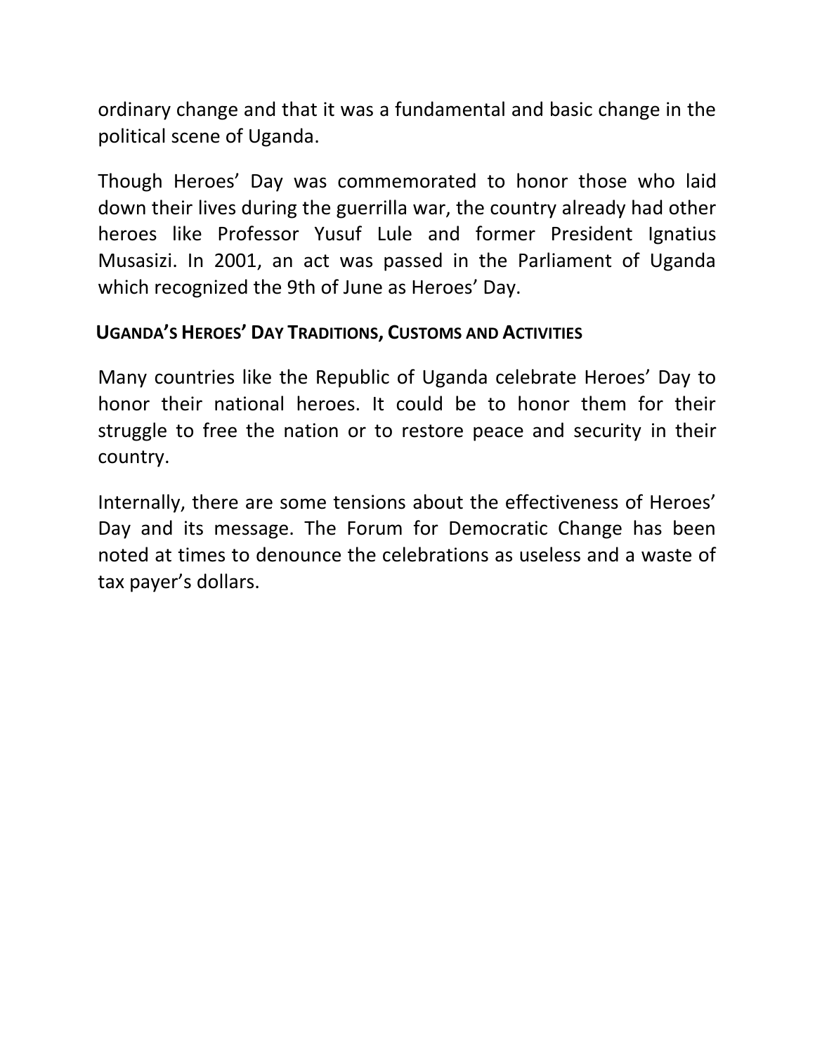ordinary change and that it was a fundamental and basic change in the political scene of Uganda.

Though Heroes' Day was commemorated to honor those who laid down their lives during the guerrilla war, the country already had other heroes like Professor Yusuf Lule and former President Ignatius Musasizi. In 2001, an act was passed in the Parliament of Uganda which recognized the 9th of June as Heroes' Day.

## UGANDA'S HEROES' DAY TRADITIONS, CUSTOMS AND ACTIVITIES

Many countries like the Republic of Uganda celebrate Heroes' Day to honor their national heroes. It could be to honor them for their struggle to free the nation or to restore peace and security in their country.

Internally, there are some tensions about the effectiveness of Heroes' Day and its message. The Forum for Democratic Change has been noted at times to denounce the celebrations as useless and a waste of tax payer's dollars.